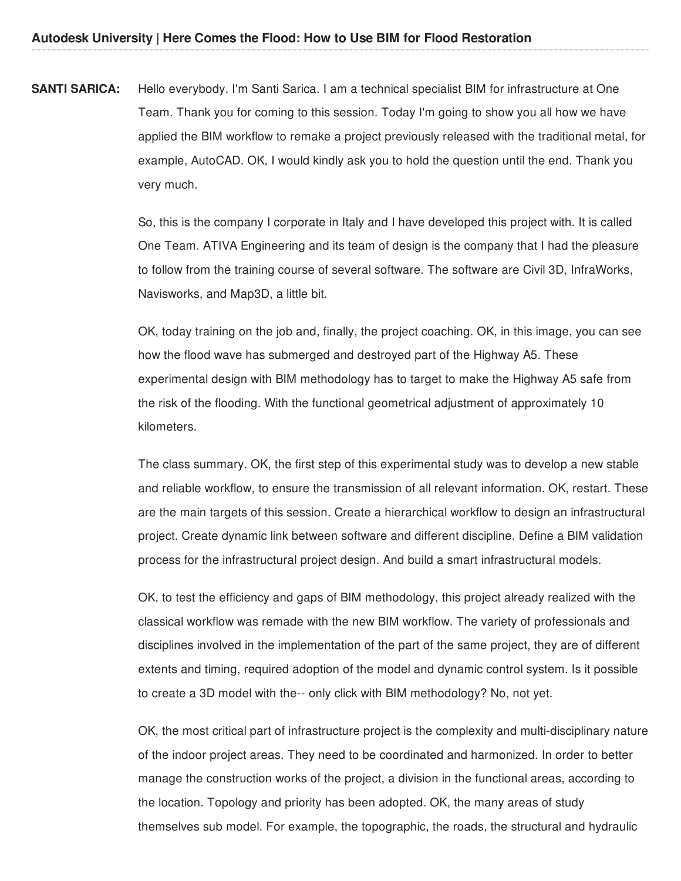**SANTI SARICA:** Hello everybody. I'm Santi Sarica. I am a technical specialist BIM for infrastructure at One Team. Thank you for coming to this session. Today I'm going to show you all how we have applied the BIM workflow to remake a project previously released with the traditional metal, for example, AutoCAD. OK, I would kindly ask you to hold the question until the end. Thank you very much.

So, this is the company I corporate in Italy and I have developed this project with. It is called One Team. ATIVA Engineering and its team of design is the company that I had the pleasure to follow from the training course of several software. The software are Civil 3D, InfraWorks, Navisworks, and Map3D, a little bit.

OK, today training on the job and, finally, the project coaching. OK, in this image, you can see how the flood wave has submerged and destroyed part of the Highway A5. These experimental design with BIM methodology has to target to make the Highway A5 safe from the risk of the flooding. With the functional geometrical adjustment of approximately 10 kilometers.

The class summary. OK, the first step of this experimental study was to develop a new stable and reliable workflow, to ensure the transmission of all relevant information. OK, restart. These are the main targets of this session. Create a hierarchical workflow to design an infrastructural project. Create dynamic link between software and different discipline. Define a BIM validation process for the infrastructural project design. And build a smart infrastructural models.

OK, to test the efficiency and gaps of BIM methodology, this project already realized with the classical workflow was remade with the new BIM workflow. The variety of professionals and disciplines involved in the implementation of the part of the same project, they are of different extents and timing, required adoption of the model and dynamic control system. Is it possible to create a 3D model with the-- only click with BIM methodology? No, not yet.

OK, the most critical part of infrastructure project is the complexity and multi-disciplinary nature of the indoor project areas. They need to be coordinated and harmonized. In order to better manage the construction works of the project, a division in the functional areas, according to the location. Topology and priority has been adopted. OK, the many areas of study themselves sub model. For example, the topographic, the roads, the structural and hydraulic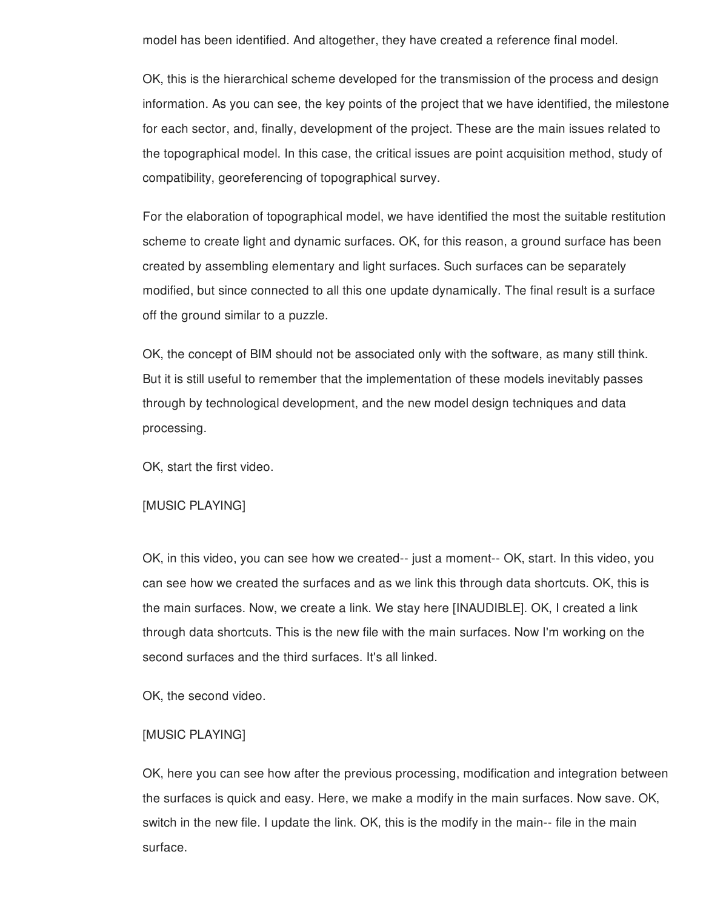model has been identified. And altogether, they have created a reference final model.

OK, this is the hierarchical scheme developed for the transmission of the process and design information. As you can see, the key points of the project that we have identified, the milestone for each sector, and, finally, development of the project. These are the main issues related to the topographical model. In this case, the critical issues are point acquisition method, study of compatibility, georeferencing of topographical survey.

For the elaboration of topographical model, we have identified the most the suitable restitution scheme to create light and dynamic surfaces. OK, for this reason, a ground surface has been created by assembling elementary and light surfaces. Such surfaces can be separately modified, but since connected to all this one update dynamically. The final result is a surface off the ground similar to a puzzle.

OK, the concept of BIM should not be associated only with the software, as many still think. But it is still useful to remember that the implementation of these models inevitably passes through by technological development, and the new model design techniques and data processing.

OK, start the first video.

[MUSIC PLAYING]

OK, in this video, you can see how we created-- just a moment-- OK, start. In this video, you can see how we created the surfaces and as we link this through data shortcuts. OK, this is the main surfaces. Now, we create a link. We stay here [INAUDIBLE]. OK, I created a link through data shortcuts. This is the new file with the main surfaces. Now I'm working on the second surfaces and the third surfaces. It's all linked.

OK, the second video.

[MUSIC PLAYING]

OK, here you can see how after the previous processing, modification and integration between the surfaces is quick and easy. Here, we make a modify in the main surfaces. Now save. OK, switch in the new file. I update the link. OK, this is the modify in the main-- file in the main surface.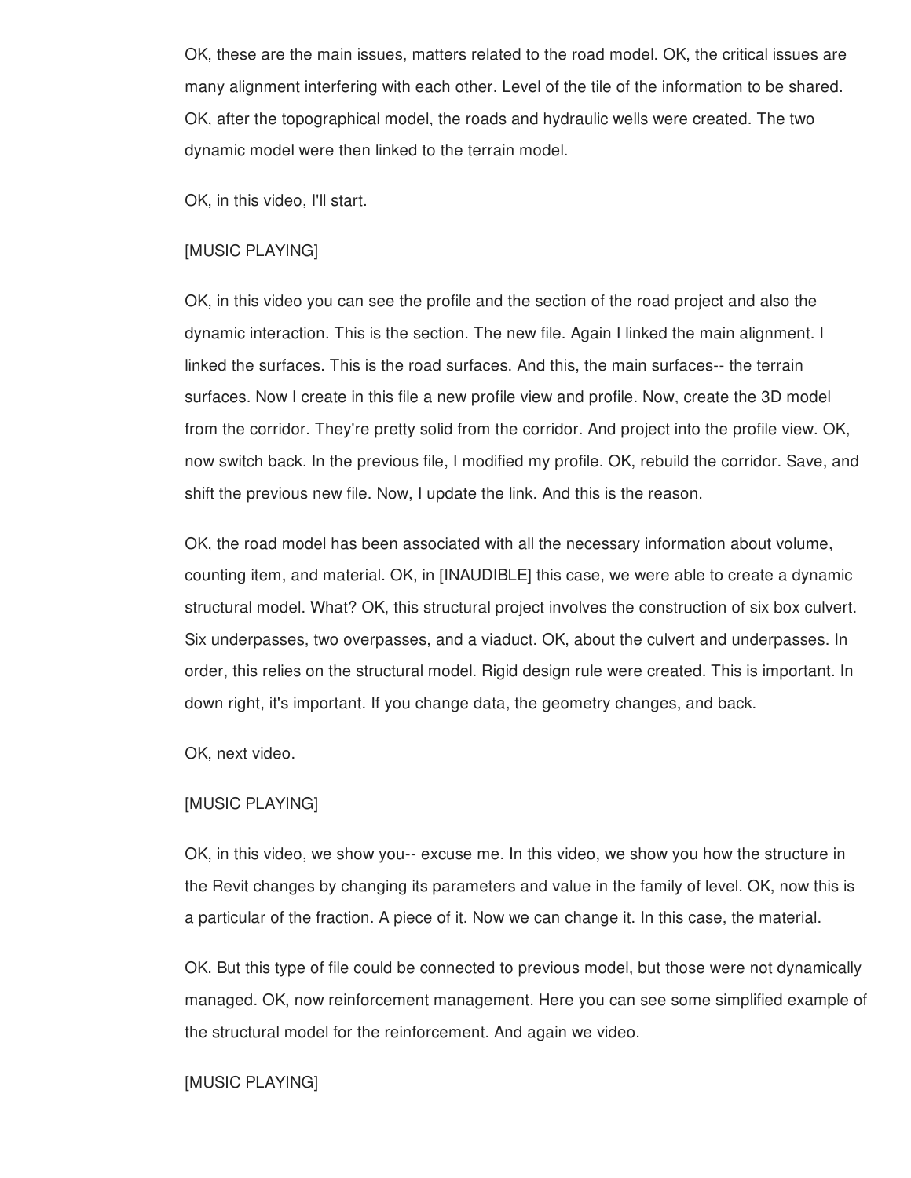OK, these are the main issues, matters related to the road model. OK, the critical issues are many alignment interfering with each other. Level of the tile of the information to be shared. OK, after the topographical model, the roads and hydraulic wells were created. The two dynamic model were then linked to the terrain model.

OK, in this video, I'll start.

[MUSIC PLAYING]

OK, in this video you can see the profile and the section of the road project and also the dynamic interaction. This is the section. The new file. Again I linked the main alignment. I linked the surfaces. This is the road surfaces. And this, the main surfaces-- the terrain surfaces. Now I create in this file a new profile view and profile. Now, create the 3D model from the corridor. They're pretty solid from the corridor. And project into the profile view. OK, now switch back. In the previous file, I modified my profile. OK, rebuild the corridor. Save, and shift the previous new file. Now, I update the link. And this is the reason.

OK, the road model has been associated with all the necessary information about volume, counting item, and material. OK, in [INAUDIBLE] this case, we were able to create a dynamic structural model. What? OK, this structural project involves the construction of six box culvert. Six underpasses, two overpasses, and a viaduct. OK, about the culvert and underpasses. In order, this relies on the structural model. Rigid design rule were created. This is important. In down right, it's important. If you change data, the geometry changes, and back.

OK, next video.

[MUSIC PLAYING]

OK, in this video, we show you-- excuse me. In this video, we show you how the structure in the Revit changes by changing its parameters and value in the family of level. OK, now this is a particular of the fraction. A piece of it. Now we can change it. In this case, the material.

OK. But this type of file could be connected to previous model, but those were not dynamically managed. OK, now reinforcement management. Here you can see some simplified example of the structural model for the reinforcement. And again we video.

[MUSIC PLAYING]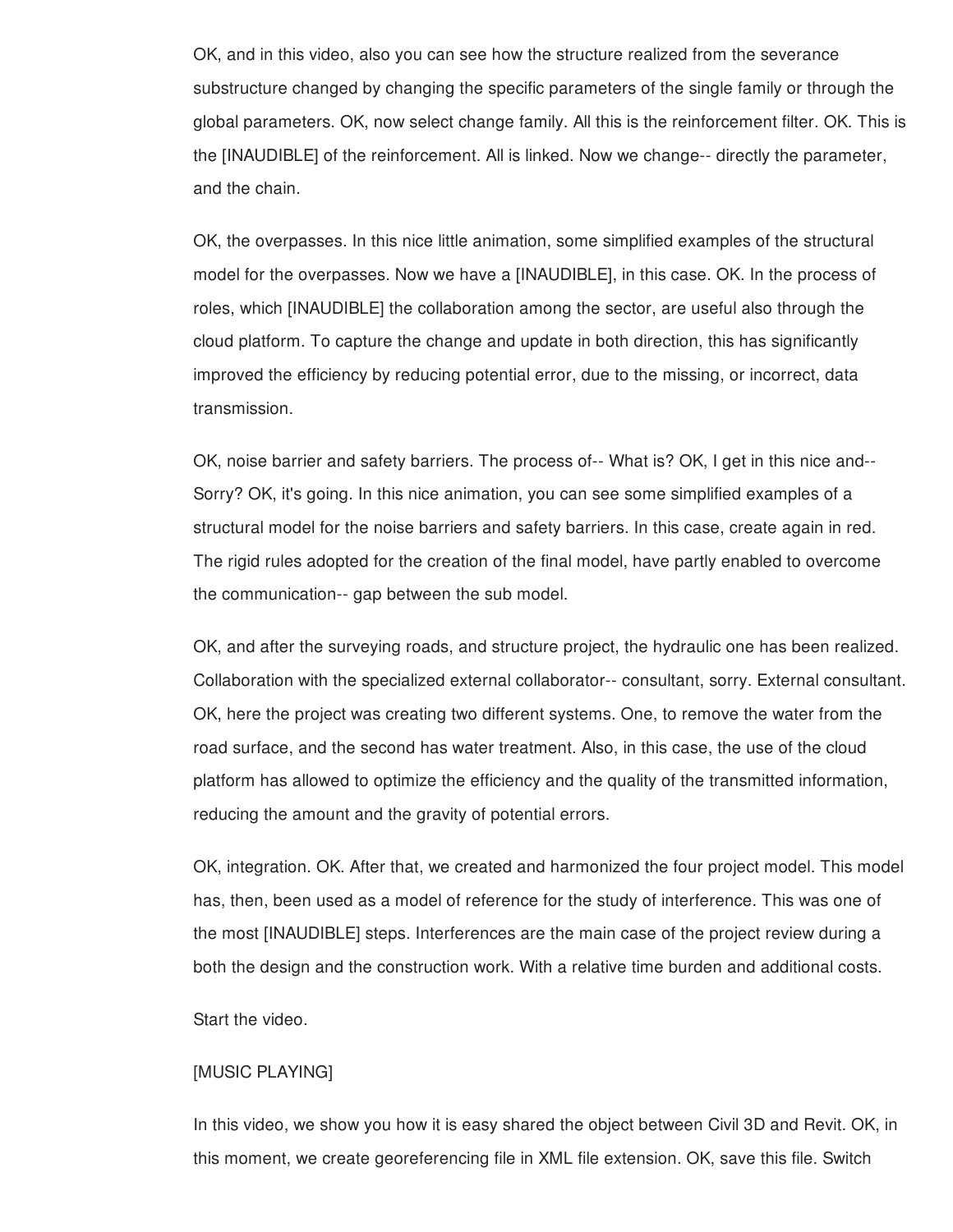OK, and in this video, also you can see how the structure realized from the severance substructure changed by changing the specific parameters of the single family or through the global parameters. OK, now select change family. All this is the reinforcement filter. OK. This is the [INAUDIBLE] of the reinforcement. All is linked. Now we change-- directly the parameter, and the chain.

OK, the overpasses. In this nice little animation, some simplified examples of the structural model for the overpasses. Now we have a [INAUDIBLE], in this case. OK. In the process of roles, which [INAUDIBLE] the collaboration among the sector, are useful also through the cloud platform. To capture the change and update in both direction, this has significantly improved the efficiency by reducing potential error, due to the missing, or incorrect, data transmission.

OK, noise barrier and safety barriers. The process of-- What is? OK, I get in this nice and-- Sorry? OK, it's going. In this nice animation, you can see some simplified examples of a structural model for the noise barriers and safety barriers. In this case, create again in red. The rigid rules adopted for the creation of the final model, have partly enabled to overcome the communication-- gap between the sub model.

OK, and after the surveying roads, and structure project, the hydraulic one has been realized. Collaboration with the specialized external collaborator-- consultant, sorry. External consultant. OK, here the project was creating two different systems. One, to remove the water from the road surface, and the second has water treatment. Also, in this case, the use of the cloud platform has allowed to optimize the efficiency and the quality of the transmitted information, reducing the amount and the gravity of potential errors.

OK, integration. OK. After that, we created and harmonized the four project model. This model has, then, been used as a model of reference for the study of interference. This was one of the most [INAUDIBLE] steps. Interferences are the main case of the project review during a both the design and the construction work. With a relative time burden and additional costs.

Start the video.

[MUSIC PLAYING]

In this video, we show you how it is easy shared the object between Civil 3D and Revit. OK, in this moment, we create georeferencing file in XML file extension. OK, save this file. Switch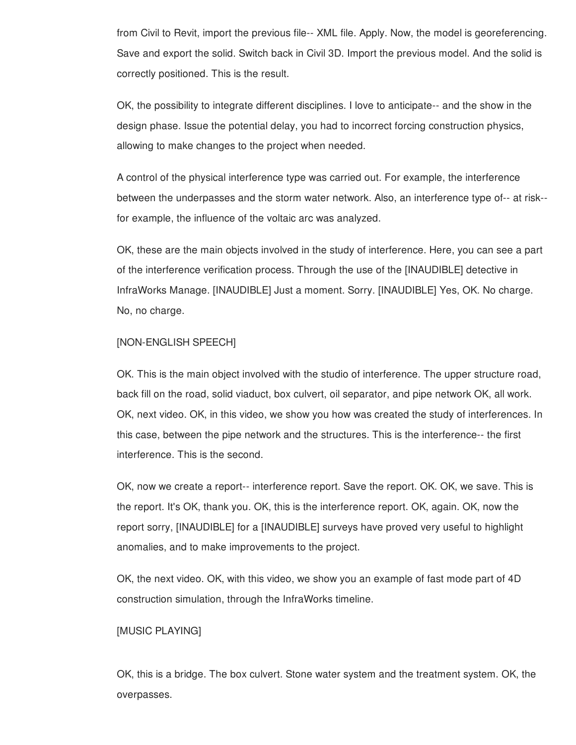from Civil to Revit, import the previous file-- XML file. Apply. Now, the model is georeferencing. Save and export the solid. Switch back in Civil 3D. Import the previous model. And the solid is correctly positioned. This is the result.

OK, the possibility to integrate different disciplines. I love to anticipate-- and the show in the design phase. Issue the potential delay, you had to incorrect forcing construction physics, allowing to make changes to the project when needed.

A control of the physical interference type was carried out. For example, the interference between the underpasses and the storm water network. Also, an interference type of-- at risk-- for example, the influence of the voltaic arc was analyzed.

OK, these are the main objects involved in the study of interference. Here, you can see a part of the interference verification process. Through the use of the [INAUDIBLE] detective in InfraWorks Manage. [INAUDIBLE] Just a moment. Sorry. [INAUDIBLE] Yes, OK. No charge. No, no charge.

[NON-ENGLISH SPEECH]

OK. This is the main object involved with the studio of interference. The upper structure road, back fill on the road, solid viaduct, box culvert, oil separator, and pipe network OK, all work. OK, next video. OK, in this video, we show you how was created the study of interferences. In this case, between the pipe network and the structures. This is the interference-- the first interference. This is the second.

OK, now we create a report-- interference report. Save the report. OK. OK, we save. This is the report. It's OK, thank you. OK, this is the interference report. OK, again. OK, now the report sorry, [INAUDIBLE] for a [INAUDIBLE] surveys have proved very useful to highlight anomalies, and to make improvements to the project.

OK, the next video. OK, with this video, we show you an example of fast mode part of 4D construction simulation, through the InfraWorks timeline.

[MUSIC PLAYING]

OK, this is a bridge. The box culvert. Stone water system and the treatment system. OK, the overpasses.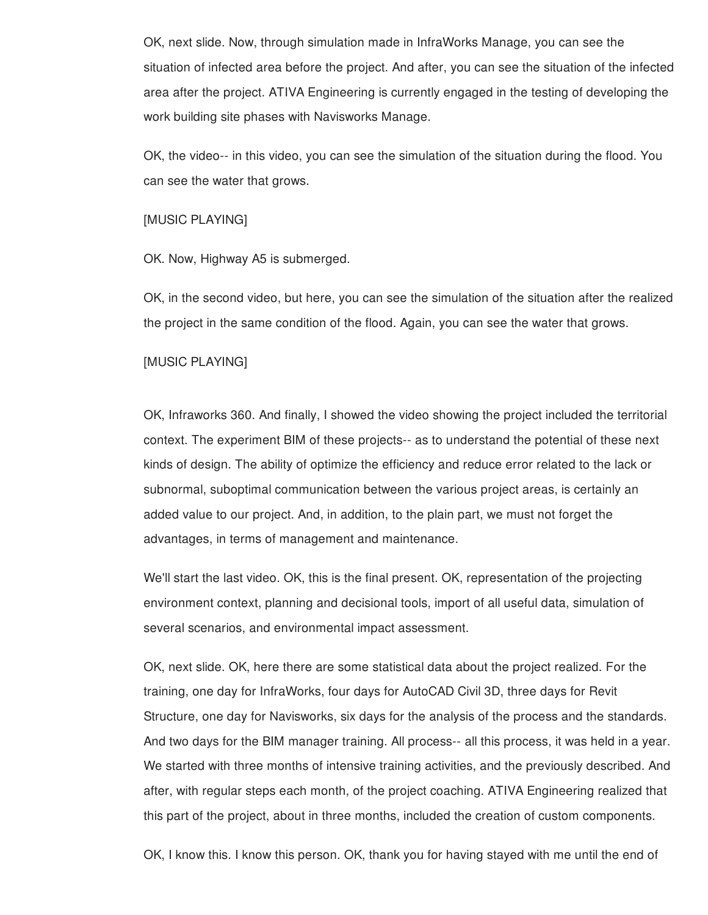OK, next slide. Now, through simulation made in InfraWorks Manage, you can see the situation of infected area before the project. And after, you can see the situation of the infected area after the project. ATIVA Engineering is currently engaged in the testing of developing the work building site phases with Navisworks Manage.

OK, the video-- in this video, you can see the simulation of the situation during the flood. You can see the water that grows.

[MUSIC PLAYING]

OK. Now, Highway A5 is submerged.

OK, in the second video, but here, you can see the simulation of the situation after the realized the project in the same condition of the flood. Again, you can see the water that grows.

[MUSIC PLAYING]

OK, Infraworks 360. And finally, I showed the video showing the project included the territorial context. The experiment BIM of these projects-- as to understand the potential of these next kinds of design. The ability of optimize the efficiency and reduce error related to the lack or subnormal, suboptimal communication between the various project areas, is certainly an added value to our project. And, in addition, to the plain part, we must not forget the advantages, in terms of management and maintenance.

We'll start the last video. OK, this is the final present. OK, representation of the projecting environment context, planning and decisional tools, import of all useful data, simulation of several scenarios, and environmental impact assessment.

OK, next slide. OK, here there are some statistical data about the project realized. For the training, one day for InfraWorks, four days for AutoCAD Civil 3D, three days for Revit Structure, one day for Navisworks, six days for the analysis of the process and the standards. And two days for the BIM manager training. All process-- all this process, it was held in a year. We started with three months of intensive training activities, and the previously described. And after, with regular steps each month, of the project coaching. ATIVA Engineering realized that this part of the project, about in three months, included the creation of custom components.

OK, I know this. I know this person. OK, thank you for having stayed with me until the end of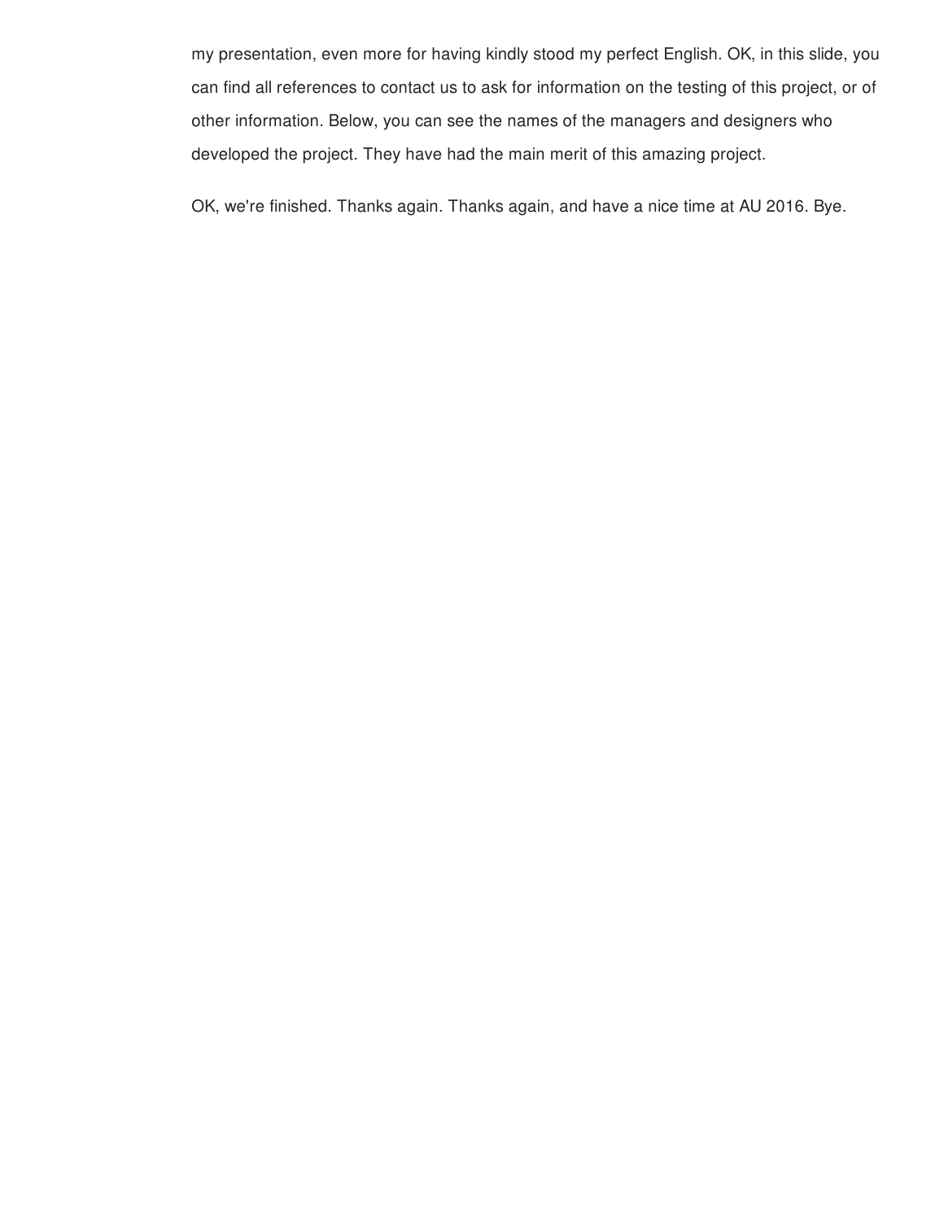my presentation, even more for having kindly stood my perfect English. OK, in this slide, you can find all references to contact us to ask for information on the testing of this project, or of other information. Below, you can see the names of the managers and designers who developed the project. They have had the main merit of this amazing project.

OK, we're finished. Thanks again. Thanks again, and have a nice time at AU 2016. Bye.